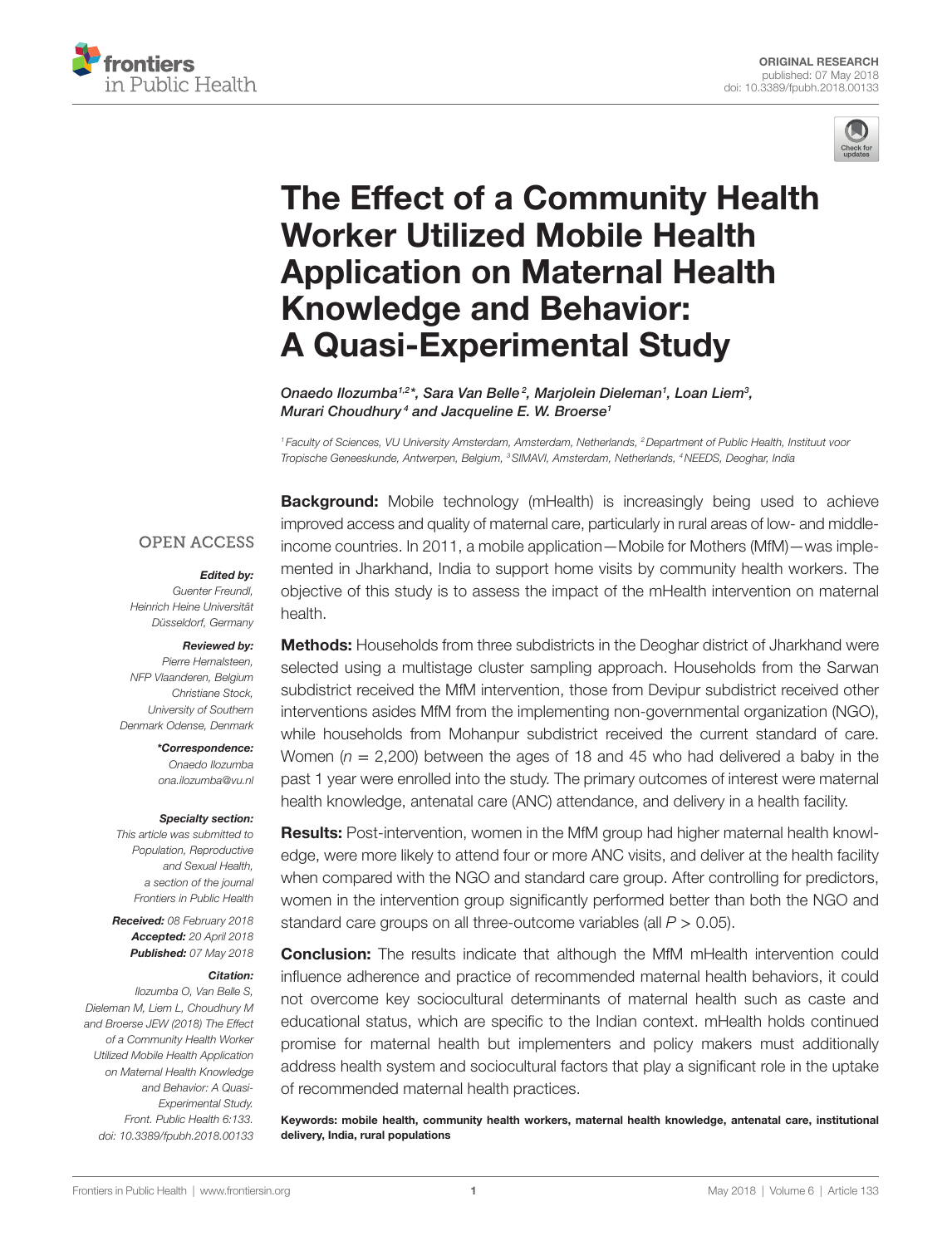ORIGINAL RESEARCH
published: 07 May 2018
doi: 10.3389/fpubh.2018.00133

# The Effect of a Community Health Worker Utilized Mobile Health Application on Maternal Health Knowledge and Behavior: A Quasi-Experimental Study

*Onaedo Ilozumba[1,2]\*, Sara Van Belle[2], Marjolein Dieleman[1], Loan Liem[3], Murari Choudhury[4] and Jacqueline E. W. Broerse[1]*

[1] Faculty of Sciences, VU University Amsterdam, Amsterdam, Netherlands, [2] Department of Public Health, Instituut voor Tropische Geneeskunde, Antwerpen, Belgium, [3] SIMAVI, Amsterdam, Netherlands, [4] NEEDS, Deoghar, India

OPEN ACCESS

***Edited by:***
*Guenter Freundl, Heinrich Heine Universität Düsseldorf, Germany*

***Reviewed by:***
*Pierre Hernalsteen, NFP Vlaanderen, Belgium*
*Christiane Stock, University of Southern Denmark Odense, Denmark*

***\*Correspondence:***
*Onaedo Ilozumba*
*ona.ilozumba@vu.nl*

***Specialty section:***
*This article was submitted to Population, Reproductive and Sexual Health, a section of the journal Frontiers in Public Health*

***Received:*** *08 February 2018*
***Accepted:*** *20 April 2018*
***Published:*** *07 May 2018*

***Citation:***
*Ilozumba O, Van Belle S, Dieleman M, Liem L, Choudhury M and Broerse JEW (2018) The Effect of a Community Health Worker Utilized Mobile Health Application on Maternal Health Knowledge and Behavior: A Quasi-Experimental Study. Front. Public Health 6:133. doi: 10.3389/fpubh.2018.00133*

**Background:** Mobile technology (mHealth) is increasingly being used to achieve improved access and quality of maternal care, particularly in rural areas of low- and middle-income countries. In 2011, a mobile application—Mobile for Mothers (MfM)—was implemented in Jharkhand, India to support home visits by community health workers. The objective of this study is to assess the impact of the mHealth intervention on maternal health.

**Methods:** Households from three subdistricts in the Deoghar district of Jharkhand were selected using a multistage cluster sampling approach. Households from the Sarwan subdistrict received the MfM intervention, those from Devipur subdistrict received other interventions asides MfM from the implementing non-governmental organization (NGO), while households from Mohanpur subdistrict received the current standard of care. Women ($n$ = 2,200) between the ages of 18 and 45 who had delivered a baby in the past 1 year were enrolled into the study. The primary outcomes of interest were maternal health knowledge, antenatal care (ANC) attendance, and delivery in a health facility.

**Results:** Post-intervention, women in the MfM group had higher maternal health knowledge, were more likely to attend four or more ANC visits, and deliver at the health facility when compared with the NGO and standard care group. After controlling for predictors, women in the intervention group significantly performed better than both the NGO and standard care groups on all three-outcome variables (all $P > 0.05$).

**Conclusion:** The results indicate that although the MfM mHealth intervention could influence adherence and practice of recommended maternal health behaviors, it could not overcome key sociocultural determinants of maternal health such as caste and educational status, which are specific to the Indian context. mHealth holds continued promise for maternal health but implementers and policy makers must additionally address health system and sociocultural factors that play a significant role in the uptake of recommended maternal health practices.

**Keywords: mobile health, community health workers, maternal health knowledge, antenatal care, institutional delivery, India, rural populations**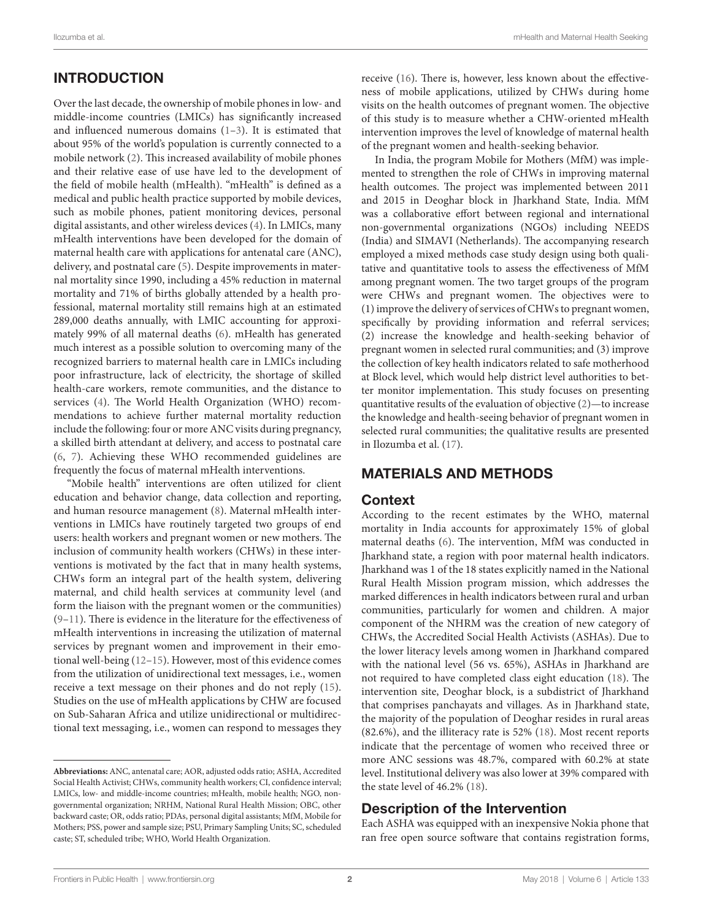## INTRODUCTION

Over the last decade, the ownership of mobile phones in low- and middle-income countries (LMICs) has significantly increased and influenced numerous domains (1–3). It is estimated that about 95% of the world's population is currently connected to a mobile network (2). This increased availability of mobile phones and their relative ease of use have led to the development of the field of mobile health (mHealth). "mHealth" is defined as a medical and public health practice supported by mobile devices, such as mobile phones, patient monitoring devices, personal digital assistants, and other wireless devices (4). In LMICs, many mHealth interventions have been developed for the domain of maternal health care with applications for antenatal care (ANC), delivery, and postnatal care (5). Despite improvements in maternal mortality since 1990, including a 45% reduction in maternal mortality and 71% of births globally attended by a health professional, maternal mortality still remains high at an estimated 289,000 deaths annually, with LMIC accounting for approximately 99% of all maternal deaths (6). mHealth has generated much interest as a possible solution to overcoming many of the recognized barriers to maternal health care in LMICs including poor infrastructure, lack of electricity, the shortage of skilled health-care workers, remote communities, and the distance to services (4). The World Health Organization (WHO) recommendations to achieve further maternal mortality reduction include the following: four or more ANC visits during pregnancy, a skilled birth attendant at delivery, and access to postnatal care (6, 7). Achieving these WHO recommended guidelines are frequently the focus of maternal mHealth interventions.

"Mobile health" interventions are often utilized for client education and behavior change, data collection and reporting, and human resource management (8). Maternal mHealth interventions in LMICs have routinely targeted two groups of end users: health workers and pregnant women or new mothers. The inclusion of community health workers (CHWs) in these interventions is motivated by the fact that in many health systems, CHWs form an integral part of the health system, delivering maternal, and child health services at community level (and form the liaison with the pregnant women or the communities) (9–11). There is evidence in the literature for the effectiveness of mHealth interventions in increasing the utilization of maternal services by pregnant women and improvement in their emotional well-being (12–15). However, most of this evidence comes from the utilization of unidirectional text messages, i.e., women receive a text message on their phones and do not reply (15). Studies on the use of mHealth applications by CHW are focused on Sub-Saharan Africa and utilize unidirectional or multidirectional text messaging, i.e., women can respond to messages they receive (16). There is, however, less known about the effectiveness of mobile applications, utilized by CHWs during home visits on the health outcomes of pregnant women. The objective of this study is to measure whether a CHW-oriented mHealth intervention improves the level of knowledge of maternal health of the pregnant women and health-seeking behavior.

In India, the program Mobile for Mothers (MfM) was implemented to strengthen the role of CHWs in improving maternal health outcomes. The project was implemented between 2011 and 2015 in Deoghar block in Jharkhand State, India. MfM was a collaborative effort between regional and international non-governmental organizations (NGOs) including NEEDS (India) and SIMAVI (Netherlands). The accompanying research employed a mixed methods case study design using both qualitative and quantitative tools to assess the effectiveness of MfM among pregnant women. The two target groups of the program were CHWs and pregnant women. The objectives were to (1) improve the delivery of services of CHWs to pregnant women, specifically by providing information and referral services; (2) increase the knowledge and health-seeking behavior of pregnant women in selected rural communities; and (3) improve the collection of key health indicators related to safe motherhood at Block level, which would help district level authorities to better monitor implementation. This study focuses on presenting quantitative results of the evaluation of objective (2)—to increase the knowledge and health-seeing behavior of pregnant women in selected rural communities; the qualitative results are presented in Ilozumba et al. (17).

## MATERIALS AND METHODS

### Context

According to the recent estimates by the WHO, maternal mortality in India accounts for approximately 15% of global maternal deaths (6). The intervention, MfM was conducted in Jharkhand state, a region with poor maternal health indicators. Jharkhand was 1 of the 18 states explicitly named in the National Rural Health Mission program mission, which addresses the marked differences in health indicators between rural and urban communities, particularly for women and children. A major component of the NHRM was the creation of new category of CHWs, the Accredited Social Health Activists (ASHAs). Due to the lower literacy levels among women in Jharkhand compared with the national level (56 vs. 65%), ASHAs in Jharkhand are not required to have completed class eight education (18). The intervention site, Deoghar block, is a subdistrict of Jharkhand that comprises panchayats and villages. As in Jharkhand state, the majority of the population of Deoghar resides in rural areas (82.6%), and the illiteracy rate is 52% (18). Most recent reports indicate that the percentage of women who received three or more ANC sessions was 48.7%, compared with 60.2% at state level. Institutional delivery was also lower at 39% compared with the state level of 46.2% (18).

### Description of the Intervention

Each ASHA was equipped with an inexpensive Nokia phone that ran free open source software that contains registration forms,

---

**Abbreviations:** ANC, antenatal care; AOR, adjusted odds ratio; ASHA, Accredited Social Health Activist; CHWs, community health workers; CI, confidence interval; LMICs, low- and middle-income countries; mHealth, mobile health; NGO, non-governmental organization; NRHM, National Rural Health Mission; OBC, other backward caste; OR, odds ratio; PDAs, personal digital assistants; MfM, Mobile for Mothers; PSS, power and sample size; PSU, Primary Sampling Units; SC, scheduled caste; ST, scheduled tribe; WHO, World Health Organization.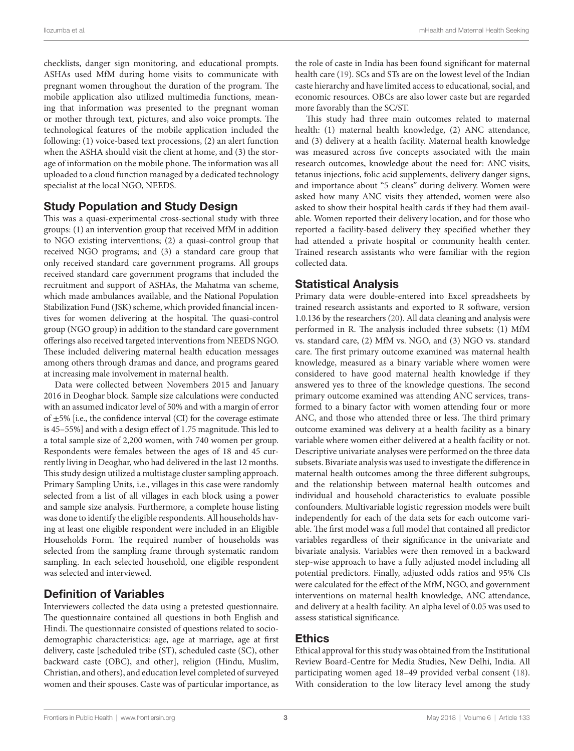checklists, danger sign monitoring, and educational prompts. ASHAs used MfM during home visits to communicate with pregnant women throughout the duration of the program. The mobile application also utilized multimedia functions, meaning that information was presented to the pregnant woman or mother through text, pictures, and also voice prompts. The technological features of the mobile application included the following: (1) voice-based text processions, (2) an alert function when the ASHA should visit the client at home, and (3) the storage of information on the mobile phone. The information was all uploaded to a cloud function managed by a dedicated technology specialist at the local NGO, NEEDS.

## Study Population and Study Design

This was a quasi-experimental cross-sectional study with three groups: (1) an intervention group that received MfM in addition to NGO existing interventions; (2) a quasi-control group that received NGO programs; and (3) a standard care group that only received standard care government programs. All groups received standard care government programs that included the recruitment and support of ASHAs, the Mahatma van scheme, which made ambulances available, and the National Population Stabilization Fund (JSK) scheme, which provided financial incentives for women delivering at the hospital. The quasi-control group (NGO group) in addition to the standard care government offerings also received targeted interventions from NEEDS NGO. These included delivering maternal health education messages among others through dramas and dance, and programs geared at increasing male involvement in maternal health.

Data were collected between Novembers 2015 and January 2016 in Deoghar block. Sample size calculations were conducted with an assumed indicator level of 50% and with a margin of error of ±5% [i.e., the confidence interval (CI) for the coverage estimate is 45–55%] and with a design effect of 1.75 magnitude. This led to a total sample size of 2,200 women, with 740 women per group. Respondents were females between the ages of 18 and 45 currently living in Deoghar, who had delivered in the last 12 months. This study design utilized a multistage cluster sampling approach. Primary Sampling Units, i.e., villages in this case were randomly selected from a list of all villages in each block using a power and sample size analysis. Furthermore, a complete house listing was done to identify the eligible respondents. All households having at least one eligible respondent were included in an Eligible Households Form. The required number of households was selected from the sampling frame through systematic random sampling. In each selected household, one eligible respondent was selected and interviewed.

## Definition of Variables

Interviewers collected the data using a pretested questionnaire. The questionnaire contained all questions in both English and Hindi. The questionnaire consisted of questions related to sociodemographic characteristics: age, age at marriage, age at first delivery, caste [scheduled tribe (ST), scheduled caste (SC), other backward caste (OBC), and other], religion (Hindu, Muslim, Christian, and others), and education level completed of surveyed women and their spouses. Caste was of particular importance, as the role of caste in India has been found significant for maternal health care (19). SCs and STs are on the lowest level of the Indian caste hierarchy and have limited access to educational, social, and economic resources. OBCs are also lower caste but are regarded more favorably than the SC/ST.

This study had three main outcomes related to maternal health: (1) maternal health knowledge, (2) ANC attendance, and (3) delivery at a health facility. Maternal health knowledge was measured across five concepts associated with the main research outcomes, knowledge about the need for: ANC visits, tetanus injections, folic acid supplements, delivery danger signs, and importance about "5 cleans" during delivery. Women were asked how many ANC visits they attended, women were also asked to show their hospital health cards if they had them available. Women reported their delivery location, and for those who reported a facility-based delivery they specified whether they had attended a private hospital or community health center. Trained research assistants who were familiar with the region collected data.

## Statistical Analysis

Primary data were double-entered into Excel spreadsheets by trained research assistants and exported to R software, version 1.0.136 by the researchers (20). All data cleaning and analysis were performed in R. The analysis included three subsets: (1) MfM vs. standard care, (2) MfM vs. NGO, and (3) NGO vs. standard care. The first primary outcome examined was maternal health knowledge, measured as a binary variable where women were considered to have good maternal health knowledge if they answered yes to three of the knowledge questions. The second primary outcome examined was attending ANC services, transformed to a binary factor with women attending four or more ANC, and those who attended three or less. The third primary outcome examined was delivery at a health facility as a binary variable where women either delivered at a health facility or not. Descriptive univariate analyses were performed on the three data subsets. Bivariate analysis was used to investigate the difference in maternal health outcomes among the three different subgroups, and the relationship between maternal health outcomes and individual and household characteristics to evaluate possible confounders. Multivariable logistic regression models were built independently for each of the data sets for each outcome variable. The first model was a full model that contained all predictor variables regardless of their significance in the univariate and bivariate analysis. Variables were then removed in a backward step-wise approach to have a fully adjusted model including all potential predictors. Finally, adjusted odds ratios and 95% CIs were calculated for the effect of the MfM, NGO, and government interventions on maternal health knowledge, ANC attendance, and delivery at a health facility. An alpha level of 0.05 was used to assess statistical significance.

## Ethics

Ethical approval for this study was obtained from the Institutional Review Board-Centre for Media Studies, New Delhi, India. All participating women aged 18–49 provided verbal consent (18). With consideration to the low literacy level among the study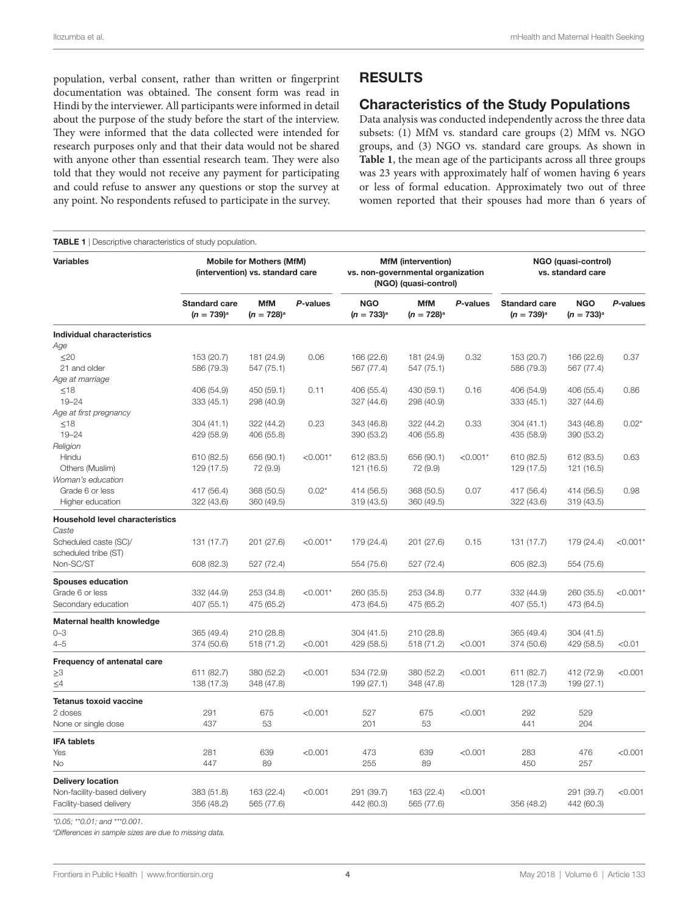population, verbal consent, rather than written or fingerprint documentation was obtained. The consent form was read in Hindi by the interviewer. All participants were informed in detail about the purpose of the study before the start of the interview. They were informed that the data collected were intended for research purposes only and that their data would not be shared with anyone other than essential research team. They were also told that they would not receive any payment for participating and could refuse to answer any questions or stop the survey at any point. No respondents refused to participate in the survey.

## RESULTS

### Characteristics of the Study Populations

Data analysis was conducted independently across the three data subsets: (1) MfM vs. standard care groups (2) MfM vs. NGO groups, and (3) NGO vs. standard care groups. As shown in **Table 1**, the mean age of the participants across all three groups was 23 years with approximately half of women having 6 years or less of formal education. Approximately two out of three women reported that their spouses had more than 6 years of

**TABLE 1** | Descriptive characteristics of study population.

| Variables | Mobile for Mothers (MfM) (intervention) vs. standard care | | | MfM (intervention) vs. non-governmental organization (NGO) (quasi-control) | | | NGO (quasi-control) vs. standard care | | |
|---|---|---|---|---|---|---|---|---|---|
| | Standard care ($n = 739$)[a] | MfM ($n = 728$)[a] | P-values | NGO ($n = 733$)[a] | MfM ($n = 728$)[a] | P-values | Standard care ($n = 739$)[a] | NGO ($n = 733$)[a] | P-values |
| **Individual characteristics** | | | | | | | | | |
| *Age* | | | | | | | | | |
| ≤20 | 153 (20.7) | 181 (24.9) | 0.06 | 166 (22.6) | 181 (24.9) | 0.32 | 153 (20.7) | 166 (22.6) | 0.37 |
| 21 and older | 586 (79.3) | 547 (75.1) | | 567 (77.4) | 547 (75.1) | | 586 (79.3) | 567 (77.4) | |
| *Age at marriage* | | | | | | | | | |
| ≤18 | 406 (54.9) | 450 (59.1) | 0.11 | 406 (55.4) | 430 (59.1) | 0.16 | 406 (54.9) | 406 (55.4) | 0.86 |
| 19–24 | 333 (45.1) | 298 (40.9) | | 327 (44.6) | 298 (40.9) | | 333 (45.1) | 327 (44.6) | |
| *Age at first pregnancy* | | | | | | | | | |
| ≤18 | 304 (41.1) | 322 (44.2) | 0.23 | 343 (46.8) | 322 (44.2) | 0.33 | 304 (41.1) | 343 (46.8) | 0.02* |
| 19–24 | 429 (58.9) | 406 (55.8) | | 390 (53.2) | 406 (55.8) | | 435 (58.9) | 390 (53.2) | |
| *Religion* | | | | | | | | | |
| Hindu | 610 (82.5) | 656 (90.1) | <0.001* | 612 (83.5) | 656 (90.1) | <0.001* | 610 (82.5) | 612 (83.5) | 0.63 |
| Others (Muslim) | 129 (17.5) | 72 (9.9) | | 121 (16.5) | 72 (9.9) | | 129 (17.5) | 121 (16.5) | |
| *Woman's education* | | | | | | | | | |
| Grade 6 or less | 417 (56.4) | 368 (50.5) | 0.02* | 414 (56.5) | 368 (50.5) | 0.07 | 417 (56.4) | 414 (56.5) | 0.98 |
| Higher education | 322 (43.6) | 360 (49.5) | | 319 (43.5) | 360 (49.5) | | 322 (43.6) | 319 (43.5) | |
| **Household level characteristics** | | | | | | | | | |
| *Caste* | | | | | | | | | |
| Scheduled caste (SC)/ scheduled tribe (ST) | 131 (17.7) | 201 (27.6) | <0.001* | 179 (24.4) | 201 (27.6) | 0.15 | 131 (17.7) | 179 (24.4) | <0.001* |
| Non-SC/ST | 608 (82.3) | 527 (72.4) | | 554 (75.6) | 527 (72.4) | | 605 (82.3) | 554 (75.6) | |
| **Spouses education** | | | | | | | | | |
| Grade 6 or less | 332 (44.9) | 253 (34.8) | <0.001* | 260 (35.5) | 253 (34.8) | 0.77 | 332 (44.9) | 260 (35.5) | <0.001* |
| Secondary education | 407 (55.1) | 475 (65.2) | | 473 (64.5) | 475 (65.2) | | 407 (55.1) | 473 (64.5) | |
| **Maternal health knowledge** | | | | | | | | | |
| 0–3 | 365 (49.4) | 210 (28.8) | | 304 (41.5) | 210 (28.8) | | 365 (49.4) | 304 (41.5) | |
| 4–5 | 374 (50.6) | 518 (71.2) | <0.001 | 429 (58.5) | 518 (71.2) | <0.001 | 374 (50.6) | 429 (58.5) | <0.01 |
| **Frequency of antenatal care** | | | | | | | | | |
| ≥3 | 611 (82.7) | 380 (52.2) | <0.001 | 534 (72.9) | 380 (52.2) | <0.001 | 611 (82.7) | 412 (72.9) | <0.001 |
| ≤4 | 138 (17.3) | 348 (47.8) | | 199 (27.1) | 348 (47.8) | | 128 (17.3) | 199 (27.1) | |
| **Tetanus toxoid vaccine** | | | | | | | | | |
| 2 doses | 291 | 675 | <0.001 | 527 | 675 | <0.001 | 292 | 529 | |
| None or single dose | 437 | 53 | | 201 | 53 | | 441 | 204 | |
| **IFA tablets** | | | | | | | | | |
| Yes | 281 | 639 | <0.001 | 473 | 639 | <0.001 | 283 | 476 | <0.001 |
| No | 447 | 89 | | 255 | 89 | | 450 | 257 | |
| **Delivery location** | | | | | | | | | |
| Non-facility-based delivery | 383 (51.8) | 163 (22.4) | <0.001 | 291 (39.7) | 163 (22.4) | <0.001 | | 291 (39.7) | <0.001 |
| Facility-based delivery | 356 (48.2) | 565 (77.6) | | 442 (60.3) | 565 (77.6) | | 356 (48.2) | 442 (60.3) | |

*0.05; **0.01; and ***0.001.

[a]Differences in sample sizes are due to missing data.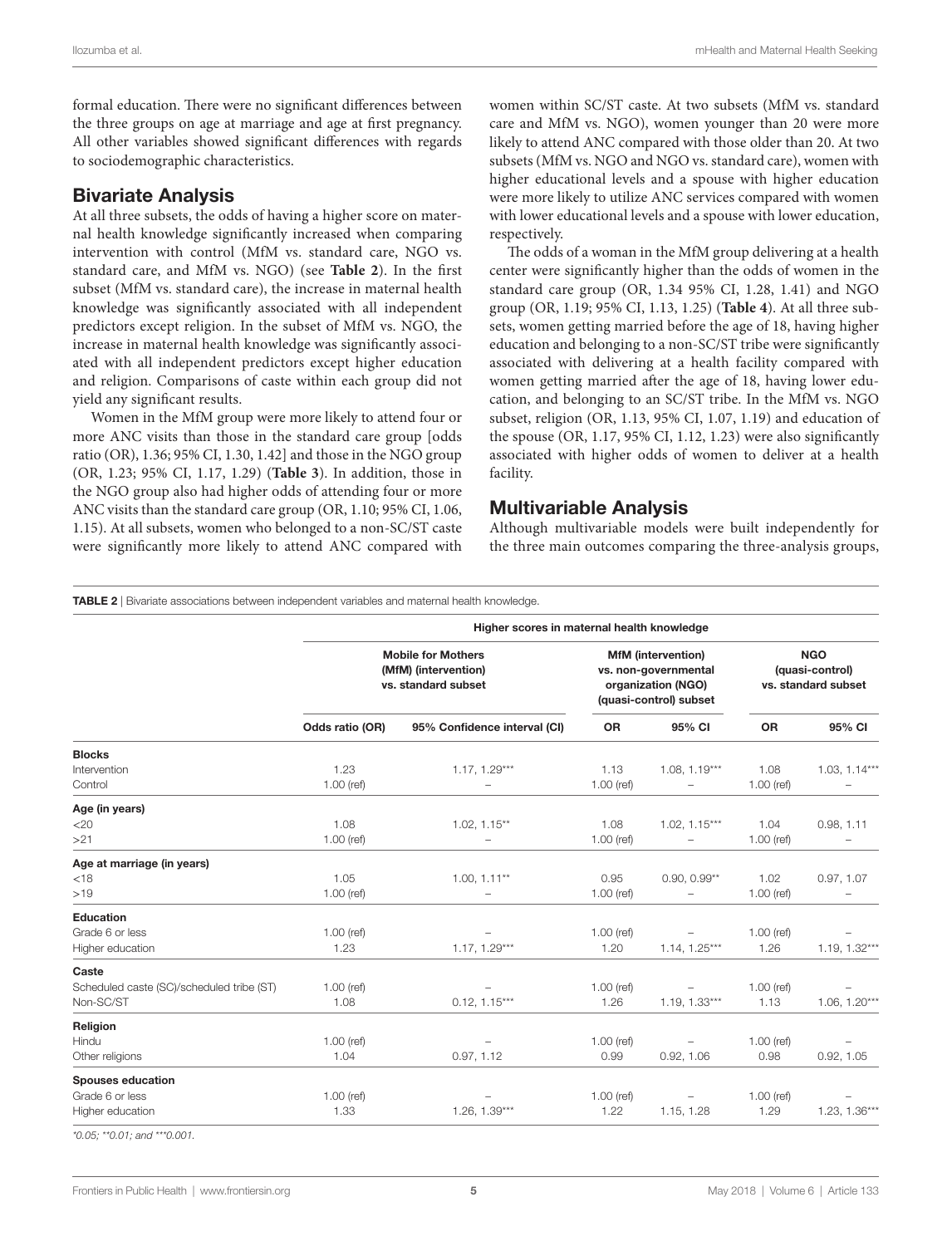formal education. There were no significant differences between the three groups on age at marriage and age at first pregnancy. All other variables showed significant differences with regards to sociodemographic characteristics.

## Bivariate Analysis

At all three subsets, the odds of having a higher score on maternal health knowledge significantly increased when comparing intervention with control (MfM vs. standard care, NGO vs. standard care, and MfM vs. NGO) (see **Table 2**). In the first subset (MfM vs. standard care), the increase in maternal health knowledge was significantly associated with all independent predictors except religion. In the subset of MfM vs. NGO, the increase in maternal health knowledge was significantly associated with all independent predictors except higher education and religion. Comparisons of caste within each group did not yield any significant results.

Women in the MfM group were more likely to attend four or more ANC visits than those in the standard care group [odds ratio (OR), 1.36; 95% CI, 1.30, 1.42] and those in the NGO group (OR, 1.23; 95% CI, 1.17, 1.29) (**Table 3**). In addition, those in the NGO group also had higher odds of attending four or more ANC visits than the standard care group (OR, 1.10; 95% CI, 1.06, 1.15). At all subsets, women who belonged to a non-SC/ST caste were significantly more likely to attend ANC compared with women within SC/ST caste. At two subsets (MfM vs. standard care and MfM vs. NGO), women younger than 20 were more likely to attend ANC compared with those older than 20. At two subsets (MfM vs. NGO and NGO vs. standard care), women with higher educational levels and a spouse with higher education were more likely to utilize ANC services compared with women with lower educational levels and a spouse with lower education, respectively.

The odds of a woman in the MfM group delivering at a health center were significantly higher than the odds of women in the standard care group (OR, 1.34 95% CI, 1.28, 1.41) and NGO group (OR, 1.19; 95% CI, 1.13, 1.25) (**Table 4**). At all three subsets, women getting married before the age of 18, having higher education and belonging to a non-SC/ST tribe were significantly associated with delivering at a health facility compared with women getting married after the age of 18, having lower education, and belonging to an SC/ST tribe. In the MfM vs. NGO subset, religion (OR, 1.13, 95% CI, 1.07, 1.19) and education of the spouse (OR, 1.17, 95% CI, 1.12, 1.23) were also significantly associated with higher odds of women to deliver at a health facility.

## Multivariable Analysis

Although multivariable models were built independently for the three main outcomes comparing the three-analysis groups,

**TABLE 2** | Bivariate associations between independent variables and maternal health knowledge.

| | Higher scores in maternal health knowledge | | | | | |
|---|---|---|---|---|---|---|
| | Mobile for Mothers (MfM) (intervention) vs. standard subset | | MfM (intervention) vs. non-governmental organization (NGO) (quasi-control) subset | | NGO (quasi-control) vs. standard subset | |
| | Odds ratio (OR) | 95% Confidence interval (CI) | OR | 95% CI | OR | 95% CI |
| **Blocks** | | | | | | |
| Intervention | 1.23 | 1.17, 1.29*** | 1.13 | 1.08, 1.19*** | 1.08 | 1.03, 1.14*** |
| Control | 1.00 (ref) | – | 1.00 (ref) | – | 1.00 (ref) | – |
| **Age (in years)** | | | | | | |
| <20 | 1.08 | 1.02, 1.15** | 1.08 | 1.02, 1.15*** | 1.04 | 0.98, 1.11 |
| >21 | 1.00 (ref) | – | 1.00 (ref) | – | 1.00 (ref) | – |
| **Age at marriage (in years)** | | | | | | |
| <18 | 1.05 | 1.00, 1.11** | 0.95 | 0.90, 0.99** | 1.02 | 0.97, 1.07 |
| >19 | 1.00 (ref) | – | 1.00 (ref) | – | 1.00 (ref) | – |
| **Education** | | | | | | |
| Grade 6 or less | 1.00 (ref) | – | 1.00 (ref) | – | 1.00 (ref) | – |
| Higher education | 1.23 | 1.17, 1.29*** | 1.20 | 1.14, 1.25*** | 1.26 | 1.19, 1.32*** |
| **Caste** | | | | | | |
| Scheduled caste (SC)/scheduled tribe (ST) | 1.00 (ref) | – | 1.00 (ref) | – | 1.00 (ref) | – |
| Non-SC/ST | 1.08 | 0.12, 1.15*** | 1.26 | 1.19, 1.33*** | 1.13 | 1.06, 1.20*** |
| **Religion** | | | | | | |
| Hindu | 1.00 (ref) | – | 1.00 (ref) | – | 1.00 (ref) | – |
| Other religions | 1.04 | 0.97, 1.12 | 0.99 | 0.92, 1.06 | 0.98 | 0.92, 1.05 |
| **Spouses education** | | | | | | |
| Grade 6 or less | 1.00 (ref) | – | 1.00 (ref) | – | 1.00 (ref) | – |
| Higher education | 1.33 | 1.26, 1.39*** | 1.22 | 1.15, 1.28 | 1.29 | 1.23, 1.36*** |

*\*0.05; \*\*0.01; and \*\*\*0.001.*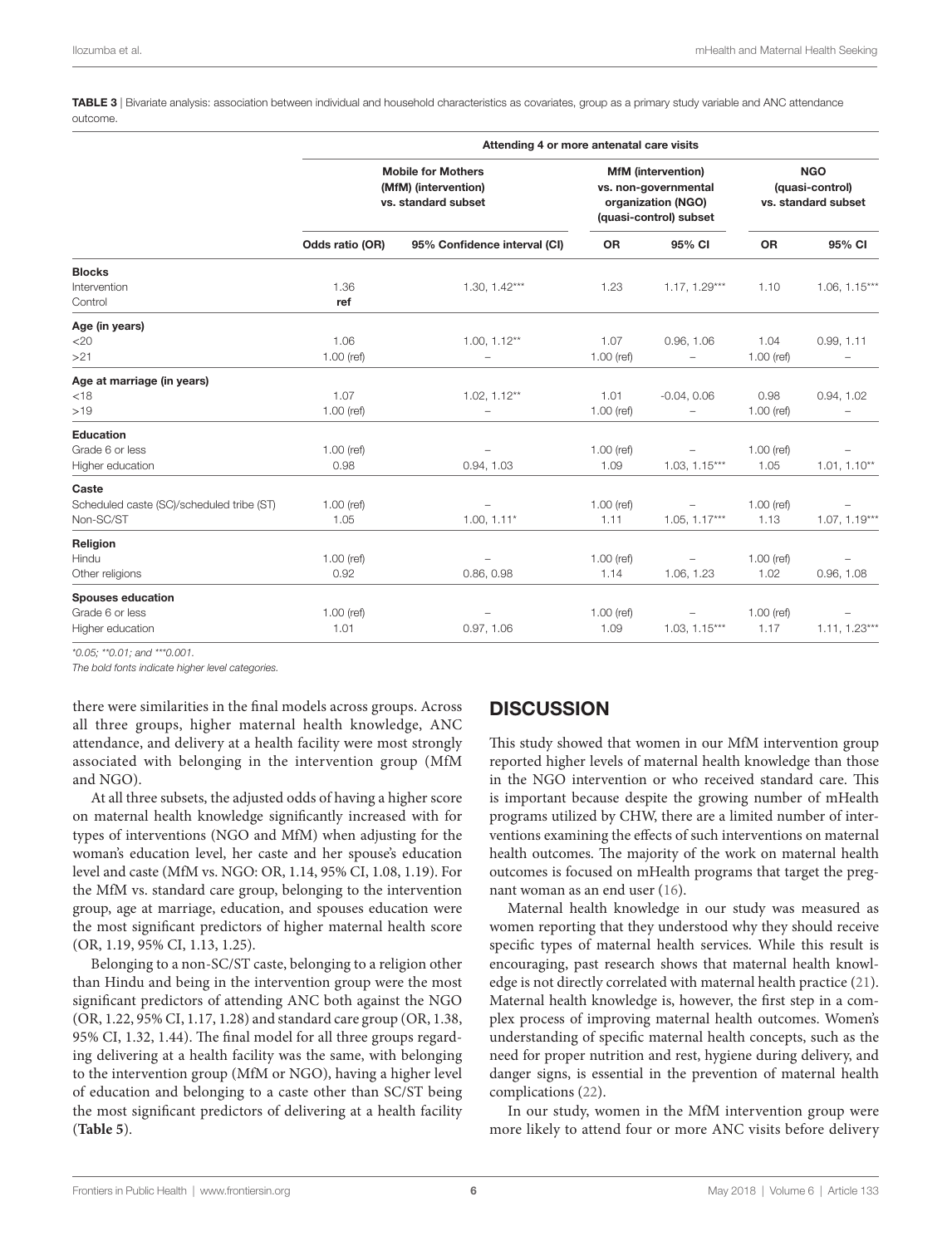**TABLE 3** | Bivariate analysis: association between individual and household characteristics as covariates, group as a primary study variable and ANC attendance outcome.

| | Attending 4 or more antenatal care visits | | | | | |
|---|---|---|---|---|---|---|
| | **Mobile for Mothers (MfM) (intervention) vs. standard subset** | | **MfM (intervention) vs. non-governmental organization (NGO) (quasi-control) subset** | | **NGO (quasi-control) vs. standard subset** | |
| | **Odds ratio (OR)** | **95% Confidence interval (CI)** | **OR** | **95% CI** | **OR** | **95% CI** |
| **Blocks** | | | | | | |
| Intervention | 1.36 | 1.30, 1.42*** | 1.23 | 1.17, 1.29*** | 1.10 | 1.06, 1.15*** |
| Control | **ref** | | | | | |
| **Age (in years)** | | | | | | |
| <20 | 1.06 | 1.00, 1.12** | 1.07 | 0.96, 1.06 | 1.04 | 0.99, 1.11 |
| >21 | 1.00 (ref) | – | 1.00 (ref) | – | 1.00 (ref) | – |
| **Age at marriage (in years)** | | | | | | |
| <18 | 1.07 | 1.02, 1.12** | 1.01 | -0.04, 0.06 | 0.98 | 0.94, 1.02 |
| >19 | 1.00 (ref) | – | 1.00 (ref) | – | 1.00 (ref) | – |
| **Education** | | | | | | |
| Grade 6 or less | 1.00 (ref) | – | 1.00 (ref) | – | 1.00 (ref) | – |
| Higher education | 0.98 | 0.94, 1.03 | 1.09 | 1.03, 1.15*** | 1.05 | 1.01, 1.10** |
| **Caste** | | | | | | |
| Scheduled caste (SC)/scheduled tribe (ST) | 1.00 (ref) | – | 1.00 (ref) | – | 1.00 (ref) | – |
| Non-SC/ST | 1.05 | 1.00, 1.11* | 1.11 | 1.05, 1.17*** | 1.13 | 1.07, 1.19*** |
| **Religion** | | | | | | |
| Hindu | 1.00 (ref) | – | 1.00 (ref) | – | 1.00 (ref) | – |
| Other religions | 0.92 | 0.86, 0.98 | 1.14 | 1.06, 1.23 | 1.02 | 0.96, 1.08 |
| **Spouses education** | | | | | | |
| Grade 6 or less | 1.00 (ref) | – | 1.00 (ref) | – | 1.00 (ref) | – |
| Higher education | 1.01 | 0.97, 1.06 | 1.09 | 1.03, 1.15*** | 1.17 | 1.11, 1.23*** |

*\*0.05; \*\*0.01; and \*\*\*0.001.*

*The bold fonts indicate higher level categories.*

there were similarities in the final models across groups. Across all three groups, higher maternal health knowledge, ANC attendance, and delivery at a health facility were most strongly associated with belonging in the intervention group (MfM and NGO).

At all three subsets, the adjusted odds of having a higher score on maternal health knowledge significantly increased with for types of interventions (NGO and MfM) when adjusting for the woman's education level, her caste and her spouse's education level and caste (MfM vs. NGO: OR, 1.14, 95% CI, 1.08, 1.19). For the MfM vs. standard care group, belonging to the intervention group, age at marriage, education, and spouses education were the most significant predictors of higher maternal health score (OR, 1.19, 95% CI, 1.13, 1.25).

Belonging to a non-SC/ST caste, belonging to a religion other than Hindu and being in the intervention group were the most significant predictors of attending ANC both against the NGO (OR, 1.22, 95% CI, 1.17, 1.28) and standard care group (OR, 1.38, 95% CI, 1.32, 1.44). The final model for all three groups regarding delivering at a health facility was the same, with belonging to the intervention group (MfM or NGO), having a higher level of education and belonging to a caste other than SC/ST being the most significant predictors of delivering at a health facility (**Table 5**).

## DISCUSSION

This study showed that women in our MfM intervention group reported higher levels of maternal health knowledge than those in the NGO intervention or who received standard care. This is important because despite the growing number of mHealth programs utilized by CHW, there are a limited number of interventions examining the effects of such interventions on maternal health outcomes. The majority of the work on maternal health outcomes is focused on mHealth programs that target the pregnant woman as an end user (16).

Maternal health knowledge in our study was measured as women reporting that they understood why they should receive specific types of maternal health services. While this result is encouraging, past research shows that maternal health knowledge is not directly correlated with maternal health practice (21). Maternal health knowledge is, however, the first step in a complex process of improving maternal health outcomes. Women's understanding of specific maternal health concepts, such as the need for proper nutrition and rest, hygiene during delivery, and danger signs, is essential in the prevention of maternal health complications (22).

In our study, women in the MfM intervention group were more likely to attend four or more ANC visits before delivery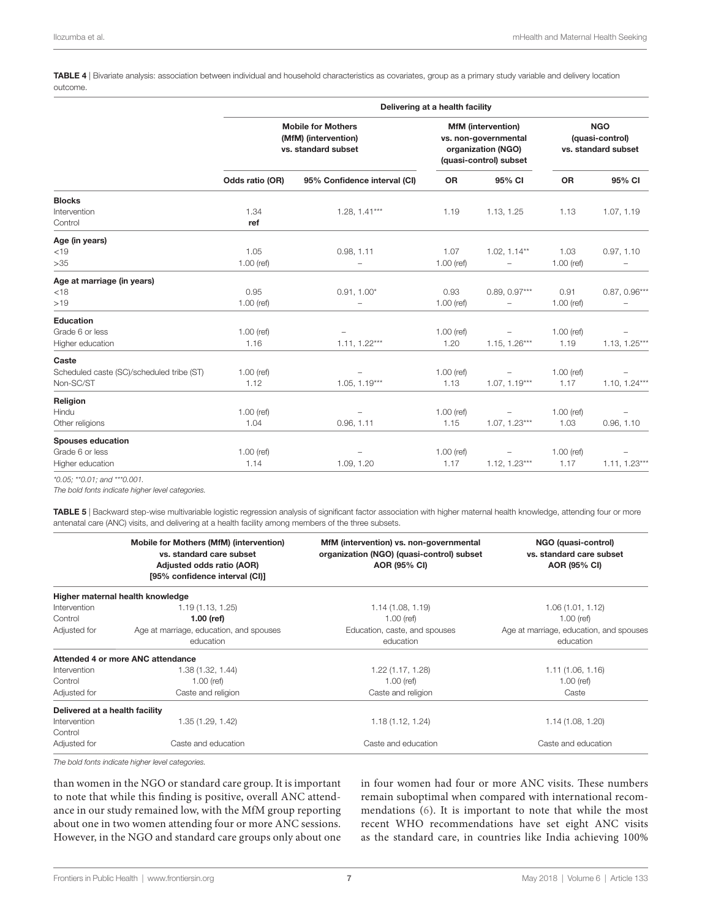**TABLE 4** | Bivariate analysis: association between individual and household characteristics as covariates, group as a primary study variable and delivery location outcome.

| | Delivering at a health facility | | | | | |
|---|---|---|---|---|---|---|
| | Mobile for Mothers (MfM) (intervention) vs. standard care subset | | MfM (intervention) vs. non-governmental organization (NGO) (quasi-control) subset | | NGO (quasi-control) vs. standard subset | |
| | Odds ratio (OR) | 95% Confidence interval (CI) | OR | 95% CI | OR | 95% CI |
| **Blocks** | | | | | | |
| Intervention | 1.34 | 1.28, 1.41*** | 1.19 | 1.13, 1.25 | 1.13 | 1.07, 1.19 |
| Control | **ref** | | | | | |
| **Age (in years)** | | | | | | |
| <19 | 1.05 | 0.98, 1.11 | 1.07 | 1.02, 1.14** | 1.03 | 0.97, 1.10 |
| >35 | 1.00 (ref) | – | 1.00 (ref) | – | 1.00 (ref) | – |
| **Age at marriage (in years)** | | | | | | |
| <18 | 0.95 | 0.91, 1.00* | 0.93 | 0.89, 0.97*** | 0.91 | 0.87, 0.96*** |
| >19 | 1.00 (ref) | – | 1.00 (ref) | – | 1.00 (ref) | – |
| **Education** | | | | | | |
| Grade 6 or less | 1.00 (ref) | – | 1.00 (ref) | – | 1.00 (ref) | – |
| Higher education | 1.16 | 1.11, 1.22*** | 1.20 | 1.15, 1.26*** | 1.19 | 1.13, 1.25*** |
| **Caste** | | | | | | |
| Scheduled caste (SC)/scheduled tribe (ST) | 1.00 (ref) | – | 1.00 (ref) | – | 1.00 (ref) | – |
| Non-SC/ST | 1.12 | 1.05, 1.19*** | 1.13 | 1.07, 1.19*** | 1.17 | 1.10, 1.24*** |
| **Religion** | | | | | | |
| Hindu | 1.00 (ref) | – | 1.00 (ref) | – | 1.00 (ref) | – |
| Other religions | 1.04 | 0.96, 1.11 | 1.15 | 1.07, 1.23*** | 1.03 | 0.96, 1.10 |
| **Spouses education** | | | | | | |
| Grade 6 or less | 1.00 (ref) | – | 1.00 (ref) | – | 1.00 (ref) | – |
| Higher education | 1.14 | 1.09, 1.20 | 1.17 | 1.12, 1.23*** | 1.17 | 1.11, 1.23*** |

*\*0.05; \*\*0.01; and \*\*\*0.001.*

*The bold fonts indicate higher level categories.*

**TABLE 5** | Backward step-wise multivariable logistic regression analysis of significant factor association with higher maternal health knowledge, attending four or more antenatal care (ANC) visits, and delivering at a health facility among members of the three subsets.

| | Mobile for Mothers (MfM) (intervention) vs. standard care subset Adjusted odds ratio (AOR) [95% confidence interval (CI)] | MfM (intervention) vs. non-governmental organization (NGO) (quasi-control) subset AOR (95% CI) | NGO (quasi-control) vs. standard care subset AOR (95% CI) |
|---|---|---|---|
| **Higher maternal health knowledge** | | | |
| Intervention | 1.19 (1.13, 1.25) | 1.14 (1.08, 1.19) | 1.06 (1.01, 1.12) |
| Control | **1.00 (ref)** | 1.00 (ref) | 1.00 (ref) |
| Adjusted for | Age at marriage, education, and spouses education | Education, caste, and spouses education | Age at marriage, education, and spouses education |
| **Attended 4 or more ANC attendance** | | | |
| Intervention | 1.38 (1.32, 1.44) | 1.22 (1.17, 1.28) | 1.11 (1.06, 1.16) |
| Control | 1.00 (ref) | 1.00 (ref) | 1.00 (ref) |
| Adjusted for | Caste and religion | Caste and religion | Caste |
| **Delivered at a health facility** | | | |
| Intervention | 1.35 (1.29, 1.42) | 1.18 (1.12, 1.24) | 1.14 (1.08, 1.20) |
| Control | | | |
| Adjusted for | Caste and education | Caste and education | Caste and education |

*The bold fonts indicate higher level categories.*

than women in the NGO or standard care group. It is important to note that while this finding is positive, overall ANC attendance in our study remained low, with the MfM group reporting about one in two women attending four or more ANC sessions. However, in the NGO and standard care groups only about one in four women had four or more ANC visits. These numbers remain suboptimal when compared with international recommendations (6). It is important to note that while the most recent WHO recommendations have set eight ANC visits as the standard care, in countries like India achieving 100%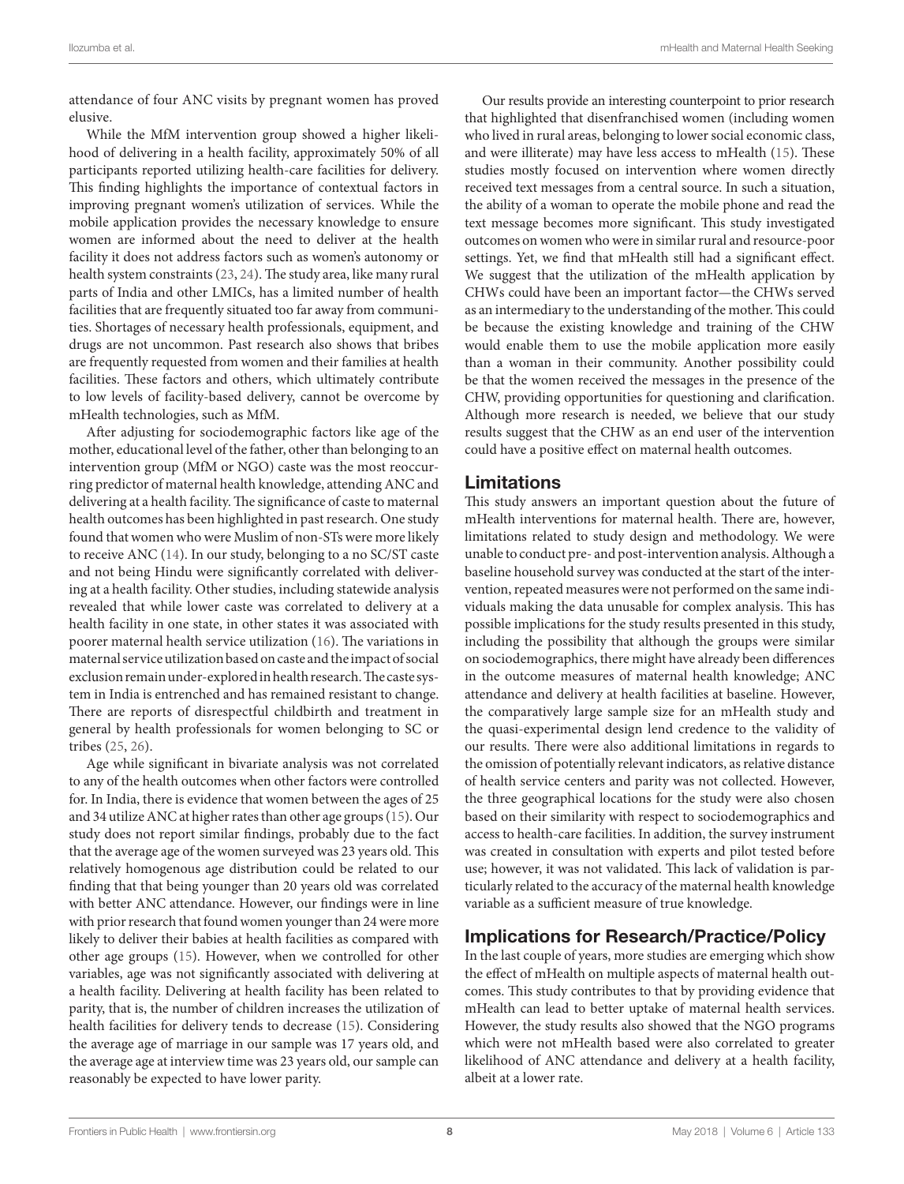attendance of four ANC visits by pregnant women has proved elusive.

While the MfM intervention group showed a higher likelihood of delivering in a health facility, approximately 50% of all participants reported utilizing health-care facilities for delivery. This finding highlights the importance of contextual factors in improving pregnant women's utilization of services. While the mobile application provides the necessary knowledge to ensure women are informed about the need to deliver at the health facility it does not address factors such as women's autonomy or health system constraints (23, 24). The study area, like many rural parts of India and other LMICs, has a limited number of health facilities that are frequently situated too far away from communities. Shortages of necessary health professionals, equipment, and drugs are not uncommon. Past research also shows that bribes are frequently requested from women and their families at health facilities. These factors and others, which ultimately contribute to low levels of facility-based delivery, cannot be overcome by mHealth technologies, such as MfM.

After adjusting for sociodemographic factors like age of the mother, educational level of the father, other than belonging to an intervention group (MfM or NGO) caste was the most reoccurring predictor of maternal health knowledge, attending ANC and delivering at a health facility. The significance of caste to maternal health outcomes has been highlighted in past research. One study found that women who were Muslim of non-STs were more likely to receive ANC (14). In our study, belonging to a no SC/ST caste and not being Hindu were significantly correlated with delivering at a health facility. Other studies, including statewide analysis revealed that while lower caste was correlated to delivery at a health facility in one state, in other states it was associated with poorer maternal health service utilization (16). The variations in maternal service utilization based on caste and the impact of social exclusion remain under-explored in health research. The caste system in India is entrenched and has remained resistant to change. There are reports of disrespectful childbirth and treatment in general by health professionals for women belonging to SC or tribes (25, 26).

Age while significant in bivariate analysis was not correlated to any of the health outcomes when other factors were controlled for. In India, there is evidence that women between the ages of 25 and 34 utilize ANC at higher rates than other age groups (15). Our study does not report similar findings, probably due to the fact that the average age of the women surveyed was 23 years old. This relatively homogenous age distribution could be related to our finding that that being younger than 20 years old was correlated with better ANC attendance. However, our findings were in line with prior research that found women younger than 24 were more likely to deliver their babies at health facilities as compared with other age groups (15). However, when we controlled for other variables, age was not significantly associated with delivering at a health facility. Delivering at health facility has been related to parity, that is, the number of children increases the utilization of health facilities for delivery tends to decrease (15). Considering the average age of marriage in our sample was 17 years old, and the average age at interview time was 23 years old, our sample can reasonably be expected to have lower parity.

Our results provide an interesting counterpoint to prior research that highlighted that disenfranchised women (including women who lived in rural areas, belonging to lower social economic class, and were illiterate) may have less access to mHealth (15). These studies mostly focused on intervention where women directly received text messages from a central source. In such a situation, the ability of a woman to operate the mobile phone and read the text message becomes more significant. This study investigated outcomes on women who were in similar rural and resource-poor settings. Yet, we find that mHealth still had a significant effect. We suggest that the utilization of the mHealth application by CHWs could have been an important factor—the CHWs served as an intermediary to the understanding of the mother. This could be because the existing knowledge and training of the CHW would enable them to use the mobile application more easily than a woman in their community. Another possibility could be that the women received the messages in the presence of the CHW, providing opportunities for questioning and clarification. Although more research is needed, we believe that our study results suggest that the CHW as an end user of the intervention could have a positive effect on maternal health outcomes.

## Limitations

This study answers an important question about the future of mHealth interventions for maternal health. There are, however, limitations related to study design and methodology. We were unable to conduct pre- and post-intervention analysis. Although a baseline household survey was conducted at the start of the intervention, repeated measures were not performed on the same individuals making the data unusable for complex analysis. This has possible implications for the study results presented in this study, including the possibility that although the groups were similar on sociodemographics, there might have already been differences in the outcome measures of maternal health knowledge; ANC attendance and delivery at health facilities at baseline. However, the comparatively large sample size for an mHealth study and the quasi-experimental design lend credence to the validity of our results. There were also additional limitations in regards to the omission of potentially relevant indicators, as relative distance of health service centers and parity was not collected. However, the three geographical locations for the study were also chosen based on their similarity with respect to sociodemographics and access to health-care facilities. In addition, the survey instrument was created in consultation with experts and pilot tested before use; however, it was not validated. This lack of validation is particularly related to the accuracy of the maternal health knowledge variable as a sufficient measure of true knowledge.

## Implications for Research/Practice/Policy

In the last couple of years, more studies are emerging which show the effect of mHealth on multiple aspects of maternal health outcomes. This study contributes to that by providing evidence that mHealth can lead to better uptake of maternal health services. However, the study results also showed that the NGO programs which were not mHealth based were also correlated to greater likelihood of ANC attendance and delivery at a health facility, albeit at a lower rate.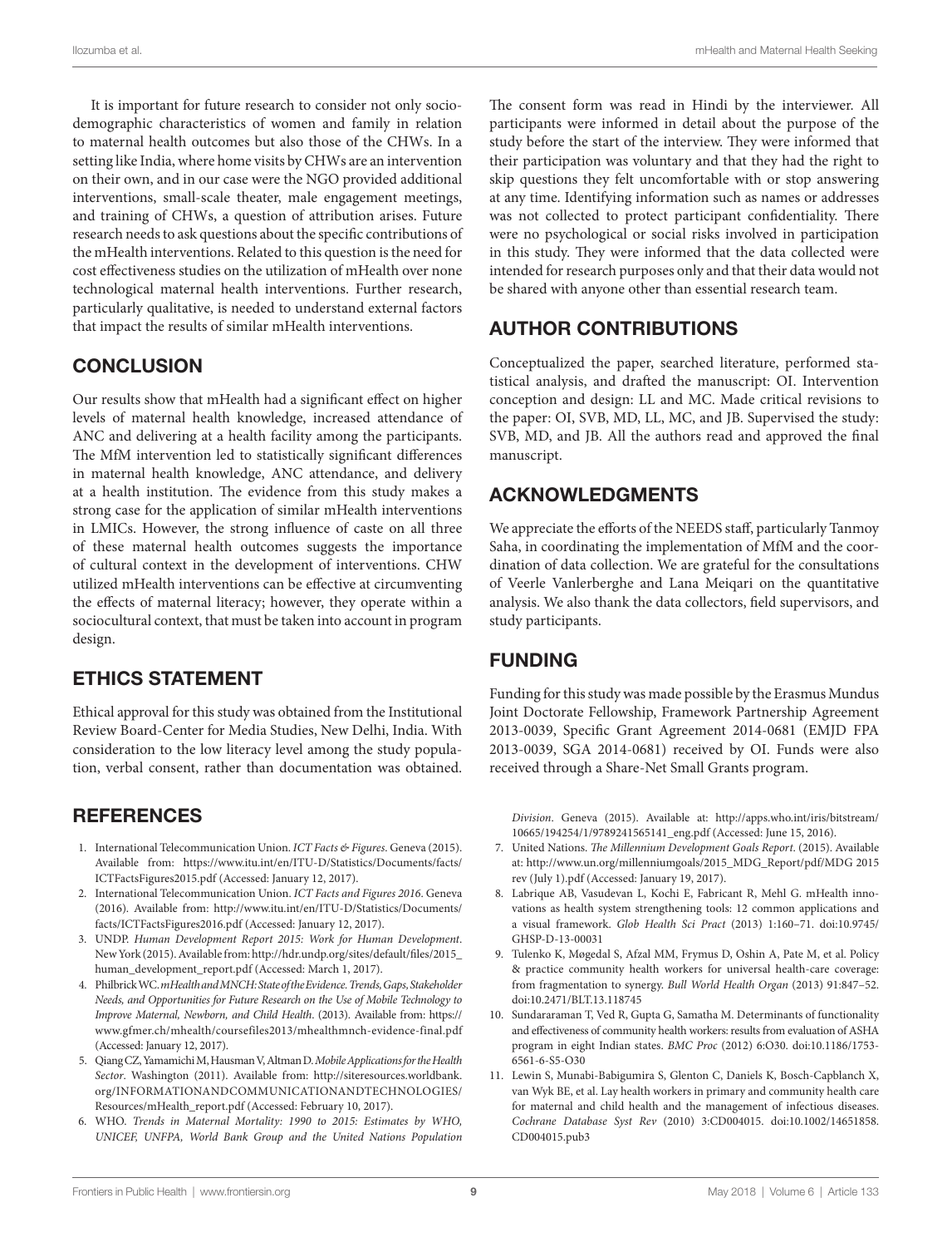It is important for future research to consider not only sociodemographic characteristics of women and family in relation to maternal health outcomes but also those of the CHWs. In a setting like India, where home visits by CHWs are an intervention on their own, and in our case were the NGO provided additional interventions, small-scale theater, male engagement meetings, and training of CHWs, a question of attribution arises. Future research needs to ask questions about the specific contributions of the mHealth interventions. Related to this question is the need for cost effectiveness studies on the utilization of mHealth over none technological maternal health interventions. Further research, particularly qualitative, is needed to understand external factors that impact the results of similar mHealth interventions.

## CONCLUSION

Our results show that mHealth had a significant effect on higher levels of maternal health knowledge, increased attendance of ANC and delivering at a health facility among the participants. The MfM intervention led to statistically significant differences in maternal health knowledge, ANC attendance, and delivery at a health institution. The evidence from this study makes a strong case for the application of similar mHealth interventions in LMICs. However, the strong influence of caste on all three of these maternal health outcomes suggests the importance of cultural context in the development of interventions. CHW utilized mHealth interventions can be effective at circumventing the effects of maternal literacy; however, they operate within a sociocultural context, that must be taken into account in program design.

## ETHICS STATEMENT

Ethical approval for this study was obtained from the Institutional Review Board-Center for Media Studies, New Delhi, India. With consideration to the low literacy level among the study population, verbal consent, rather than documentation was obtained. The consent form was read in Hindi by the interviewer. All participants were informed in detail about the purpose of the study before the start of the interview. They were informed that their participation was voluntary and that they had the right to skip questions they felt uncomfortable with or stop answering at any time. Identifying information such as names or addresses was not collected to protect participant confidentiality. There were no psychological or social risks involved in participation in this study. They were informed that the data collected were intended for research purposes only and that their data would not be shared with anyone other than essential research team.

## AUTHOR CONTRIBUTIONS

Conceptualized the paper, searched literature, performed statistical analysis, and drafted the manuscript: OI. Intervention conception and design: LL and MC. Made critical revisions to the paper: OI, SVB, MD, LL, MC, and JB. Supervised the study: SVB, MD, and JB. All the authors read and approved the final manuscript.

## ACKNOWLEDGMENTS

We appreciate the efforts of the NEEDS staff, particularly Tanmoy Saha, in coordinating the implementation of MfM and the coordination of data collection. We are grateful for the consultations of Veerle Vanlerberghe and Lana Meiqari on the quantitative analysis. We also thank the data collectors, field supervisors, and study participants.

## FUNDING

Funding for this study was made possible by the Erasmus Mundus Joint Doctorate Fellowship, Framework Partnership Agreement 2013-0039, Specific Grant Agreement 2014-0681 (EMJD FPA 2013-0039, SGA 2014-0681) received by OI. Funds were also received through a Share-Net Small Grants program.

## REFERENCES

1. International Telecommunication Union. *ICT Facts & Figures*. Geneva (2015). Available from: https://www.itu.int/en/ITU-D/Statistics/Documents/facts/ICTFactsFigures2015.pdf (Accessed: January 12, 2017).
2. International Telecommunication Union. *ICT Facts and Figures 2016*. Geneva (2016). Available from: http://www.itu.int/en/ITU-D/Statistics/Documents/facts/ICTFactsFigures2016.pdf (Accessed: January 12, 2017).
3. UNDP. *Human Development Report 2015: Work for Human Development*. New York (2015). Available from: http://hdr.undp.org/sites/default/files/2015_human_development_report.pdf (Accessed: March 1, 2017).
4. Philbrick WC. *mHealth and MNCH: State of the Evidence. Trends, Gaps, Stakeholder Needs, and Opportunities for Future Research on the Use of Mobile Technology to Improve Maternal, Newborn, and Child Health*. (2013). Available from: https://www.gfmer.ch/mhealth/coursefiles2013/mhealthmnch-evidence-final.pdf (Accessed: January 12, 2017).
5. Qiang CZ, Yamamichi M, Hausman V, Altman D. *Mobile Applications for the Health Sector*. Washington (2011). Available from: http://siteresources.worldbank.org/INFORMATIONANDCOMMUNICATIONANDTECHNOLOGIES/Resources/mHealth_report.pdf (Accessed: February 10, 2017).
6. WHO. *Trends in Maternal Mortality: 1990 to 2015: Estimates by WHO, UNICEF, UNFPA, World Bank Group and the United Nations Population Division*. Geneva (2015). Available at: http://apps.who.int/iris/bitstream/10665/194254/1/9789241565141_eng.pdf (Accessed: June 15, 2016).
7. United Nations. *The Millennium Development Goals Report*. (2015). Available at: http://www.un.org/millenniumgoals/2015_MDG_Report/pdf/MDG 2015 rev (July 1).pdf (Accessed: January 19, 2017).
8. Labrique AB, Vasudevan L, Kochi E, Fabricant R, Mehl G. mHealth innovations as health system strengthening tools: 12 common applications and a visual framework. *Glob Health Sci Pract* (2013) 1:160–71. doi:10.9745/GHSP-D-13-00031
9. Tulenko K, Møgedal S, Afzal MM, Frymus D, Oshin A, Pate M, et al. Policy & practice community health workers for universal health-care coverage: from fragmentation to synergy. *Bull World Health Organ* (2013) 91:847–52. doi:10.2471/BLT.13.118745
10. Sundararaman T, Ved R, Gupta G, Samatha M. Determinants of functionality and effectiveness of community health workers: results from evaluation of ASHA program in eight Indian states. *BMC Proc* (2012) 6:O30. doi:10.1186/1753-6561-6-S5-O30
11. Lewin S, Munabi-Babigumira S, Glenton C, Daniels K, Bosch-Capblanch X, van Wyk BE, et al. Lay health workers in primary and community health care for maternal and child health and the management of infectious diseases. *Cochrane Database Syst Rev* (2010) 3:CD004015. doi:10.1002/14651858.CD004015.pub3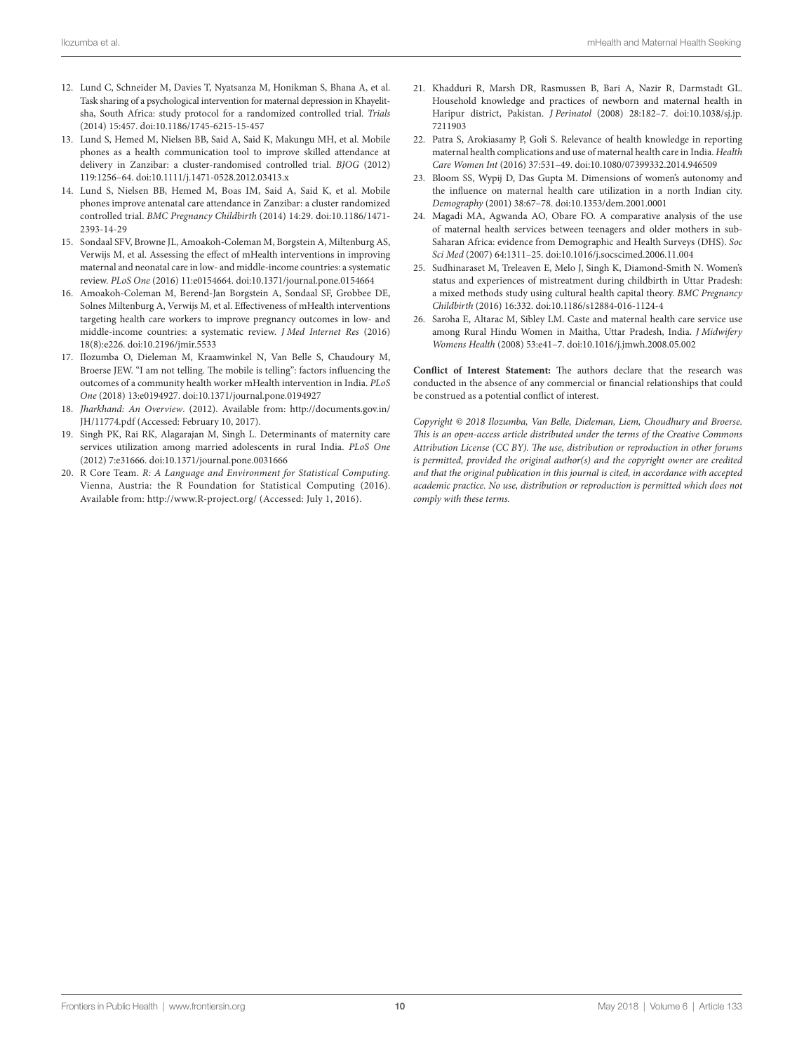12. Lund C, Schneider M, Davies T, Nyatsanza M, Honikman S, Bhana A, et al. Task sharing of a psychological intervention for maternal depression in Khayelitsha, South Africa: study protocol for a randomized controlled trial. *Trials* (2014) 15:457. doi:10.1186/1745-6215-15-457
13. Lund S, Hemed M, Nielsen BB, Said A, Said K, Makungu MH, et al. Mobile phones as a health communication tool to improve skilled attendance at delivery in Zanzibar: a cluster-randomised controlled trial. *BJOG* (2012) 119:1256–64. doi:10.1111/j.1471-0528.2012.03413.x
14. Lund S, Nielsen BB, Hemed M, Boas IM, Said A, Said K, et al. Mobile phones improve antenatal care attendance in Zanzibar: a cluster randomized controlled trial. *BMC Pregnancy Childbirth* (2014) 14:29. doi:10.1186/1471-2393-14-29
15. Sondaal SFV, Browne JL, Amoakoh-Coleman M, Borgstein A, Miltenburg AS, Verwijs M, et al. Assessing the effect of mHealth interventions in improving maternal and neonatal care in low- and middle-income countries: a systematic review. *PLoS One* (2016) 11:e0154664. doi:10.1371/journal.pone.0154664
16. Amoakoh-Coleman M, Berend-Jan Borgstein A, Sondaal SF, Grobbee DE, Solnes Miltenburg A, Verwijs M, et al. Effectiveness of mHealth interventions targeting health care workers to improve pregnancy outcomes in low- and middle-income countries: a systematic review. *J Med Internet Res* (2016) 18(8):e226. doi:10.2196/jmir.5533
17. Ilozumba O, Dieleman M, Kraamwinkel N, Van Belle S, Chaudoury M, Broerse JEW. "I am not telling. The mobile is telling": factors influencing the outcomes of a community health worker mHealth intervention in India. *PLoS One* (2018) 13:e0194927. doi:10.1371/journal.pone.0194927
18. *Jharkhand: An Overview*. (2012). Available from: http://documents.gov.in/JH/11774.pdf (Accessed: February 10, 2017).
19. Singh PK, Rai RK, Alagarajan M, Singh L. Determinants of maternity care services utilization among married adolescents in rural India. *PLoS One* (2012) 7:e31666. doi:10.1371/journal.pone.0031666
20. R Core Team. *R: A Language and Environment for Statistical Computing.* Vienna, Austria: the R Foundation for Statistical Computing (2016). Available from: http://www.R-project.org/ (Accessed: July 1, 2016).
21. Khadduri R, Marsh DR, Rasmussen B, Bari A, Nazir R, Darmstadt GL. Household knowledge and practices of newborn and maternal health in Haripur district, Pakistan. *J Perinatol* (2008) 28:182–7. doi:10.1038/sj.jp.7211903
22. Patra S, Arokiasamy P, Goli S. Relevance of health knowledge in reporting maternal health complications and use of maternal health care in India. *Health Care Women Int* (2016) 37:531–49. doi:10.1080/07399332.2014.946509
23. Bloom SS, Wypij D, Das Gupta M. Dimensions of women's autonomy and the influence on maternal health care utilization in a north Indian city. *Demography* (2001) 38:67–78. doi:10.1353/dem.2001.0001
24. Magadi MA, Agwanda AO, Obare FO. A comparative analysis of the use of maternal health services between teenagers and older mothers in sub-Saharan Africa: evidence from Demographic and Health Surveys (DHS). *Soc Sci Med* (2007) 64:1311–25. doi:10.1016/j.socscimed.2006.11.004
25. Sudhinaraset M, Treleaven E, Melo J, Singh K, Diamond-Smith N. Women's status and experiences of mistreatment during childbirth in Uttar Pradesh: a mixed methods study using cultural health capital theory. *BMC Pregnancy Childbirth* (2016) 16:332. doi:10.1186/s12884-016-1124-4
26. Saroha E, Altarac M, Sibley LM. Caste and maternal health care service use among Rural Hindu Women in Maitha, Uttar Pradesh, India. *J Midwifery Womens Health* (2008) 53:e41–7. doi:10.1016/j.jmwh.2008.05.002

**Conflict of Interest Statement:** The authors declare that the research was conducted in the absence of any commercial or financial relationships that could be construed as a potential conflict of interest.

*Copyright © 2018 Ilozumba, Van Belle, Dieleman, Liem, Choudhury and Broerse. This is an open-access article distributed under the terms of the Creative Commons Attribution License (CC BY). The use, distribution or reproduction in other forums is permitted, provided the original author(s) and the copyright owner are credited and that the original publication in this journal is cited, in accordance with accepted academic practice. No use, distribution or reproduction is permitted which does not comply with these terms.*